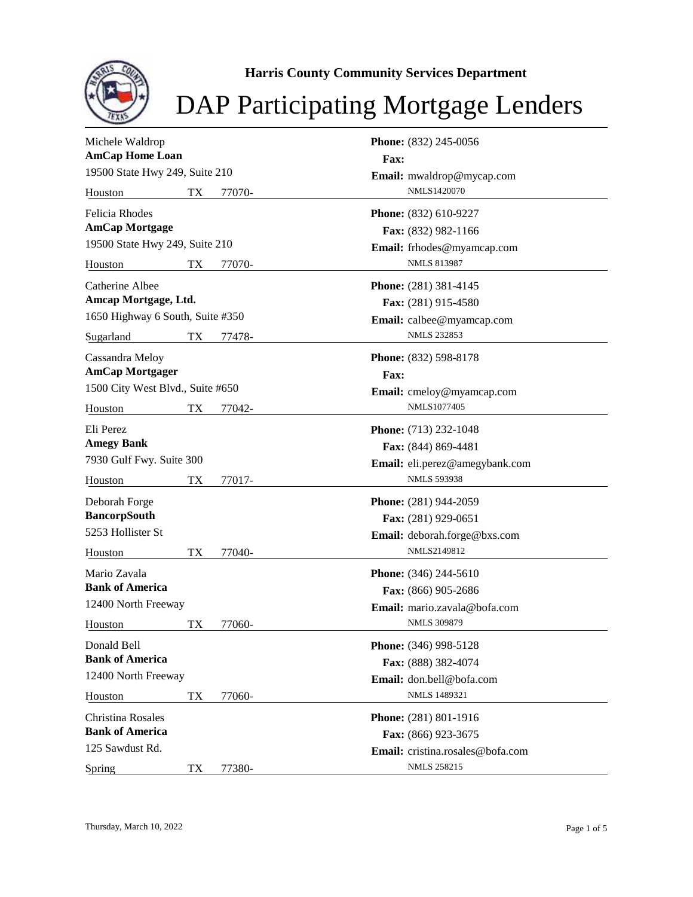Harris County Community Services Department

# DAP Participating Mortgage Lenders

Michele Waldrop
**AmCap Home Loan**
19500 State Hwy 249, Suite 210
Houston TX 77070-

**Phone:** (832) 245-0056
**Fax:**
**Email:** mwaldrop@mycap.com
NMLS1420070

---

Felicia Rhodes
**AmCap Mortgage**
19500 State Hwy 249, Suite 210
Houston TX 77070-

**Phone:** (832) 610-9227
**Fax:** (832) 982-1166
**Email:** frhodes@myamcap.com
NMLS 813987

---

Catherine Albee
**Amcap Mortgage, Ltd.**
1650 Highway 6 South, Suite #350
Sugarland TX 77478-

**Phone:** (281) 381-4145
**Fax:** (281) 915-4580
**Email:** calbee@myamcap.com
NMLS 232853

---

Cassandra Meloy
**AmCap Mortgager**
1500 City West Blvd., Suite #650
Houston TX 77042-

**Phone:** (832) 598-8178
**Fax:**
**Email:** cmeloy@myamcap.com
NMLS1077405

---

Eli Perez
**Amegy Bank**
7930 Gulf Fwy. Suite 300
Houston TX 77017-

**Phone:** (713) 232-1048
**Fax:** (844) 869-4481
**Email:** eli.perez@amegybank.com
NMLS 593938

---

Deborah Forge
**BancorpSouth**
5253 Hollister St
Houston TX 77040-

**Phone:** (281) 944-2059
**Fax:** (281) 929-0651
**Email:** deborah.forge@bxs.com
NMLS2149812

---

Mario Zavala
**Bank of America**
12400 North Freeway
Houston TX 77060-

**Phone:** (346) 244-5610
**Fax:** (866) 905-2686
**Email:** mario.zavala@bofa.com
NMLS 309879

---

Donald Bell
**Bank of America**
12400 North Freeway
Houston TX 77060-

**Phone:** (346) 998-5128
**Fax:** (888) 382-4074
**Email:** don.bell@bofa.com
NMLS 1489321

---

Christina Rosales
**Bank of America**
125 Sawdust Rd.
Spring TX 77380-

**Phone:** (281) 801-1916
**Fax:** (866) 923-3675
**Email:** cristina.rosales@bofa.com
NMLS 258215

---

Thursday, March 10, 2022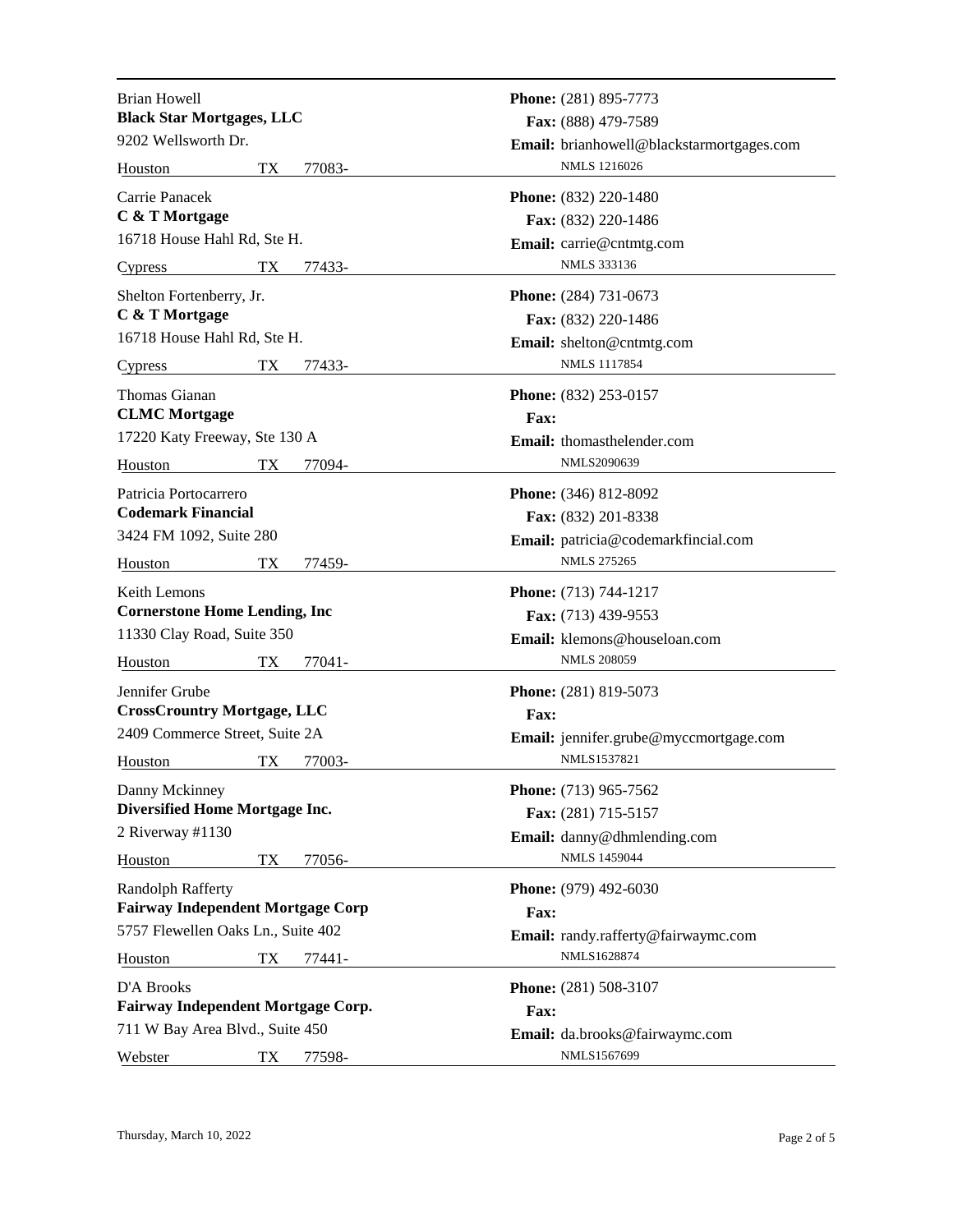Brian Howell
**Black Star Mortgages, LLC**
9202 Wellsworth Dr.
Houston TX 77083-

**Phone:** (281) 895-7773
**Fax:** (888) 479-7589
**Email:** brianhowell@blackstarmortgages.com
NMLS 1216026

---

Carrie Panacek
**C & T Mortgage**
16718 House Hahl Rd, Ste H.
Cypress TX 77433-

**Phone:** (832) 220-1480
**Fax:** (832) 220-1486
**Email:** carrie@cntmtg.com
NMLS 333136

---

Shelton Fortenberry, Jr.
**C & T Mortgage**
16718 House Hahl Rd, Ste H.
Cypress TX 77433-

**Phone:** (284) 731-0673
**Fax:** (832) 220-1486
**Email:** shelton@cntmtg.com
NMLS 1117854

---

Thomas Gianan
**CLMC Mortgage**
17220 Katy Freeway, Ste 130 A
Houston TX 77094-

**Phone:** (832) 253-0157
**Fax:**
**Email:** thomasthelender.com
NMLS2090639

---

Patricia Portocarrero
**Codemark Financial**
3424 FM 1092, Suite 280
Houston TX 77459-

**Phone:** (346) 812-8092
**Fax:** (832) 201-8338
**Email:** patricia@codemarkfincial.com
NMLS 275265

---

Keith Lemons
**Cornerstone Home Lending, Inc**
11330 Clay Road, Suite 350
Houston TX 77041-

**Phone:** (713) 744-1217
**Fax:** (713) 439-9553
**Email:** klemons@houseloan.com
NMLS 208059

---

Jennifer Grube
**CrossCrountry Mortgage, LLC**
2409 Commerce Street, Suite 2A
Houston TX 77003-

**Phone:** (281) 819-5073
**Fax:**
**Email:** jennifer.grube@myccmortgage.com
NMLS1537821

---

Danny Mckinney
**Diversified Home Mortgage Inc.**
2 Riverway #1130
Houston TX 77056-

**Phone:** (713) 965-7562
**Fax:** (281) 715-5157
**Email:** danny@dhmlending.com
NMLS 1459044

---

Randolph Rafferty
**Fairway Independent Mortgage Corp**
5757 Flewellen Oaks Ln., Suite 402
Houston TX 77441-

**Phone:** (979) 492-6030
**Fax:**
**Email:** randy.rafferty@fairwaymc.com
NMLS1628874

---

D'A Brooks
**Fairway Independent Mortgage Corp.**
711 W Bay Area Blvd., Suite 450
Webster TX 77598-

**Phone:** (281) 508-3107
**Fax:**
**Email:** da.brooks@fairwaymc.com
NMLS1567699

---

Thursday, March 10, 2022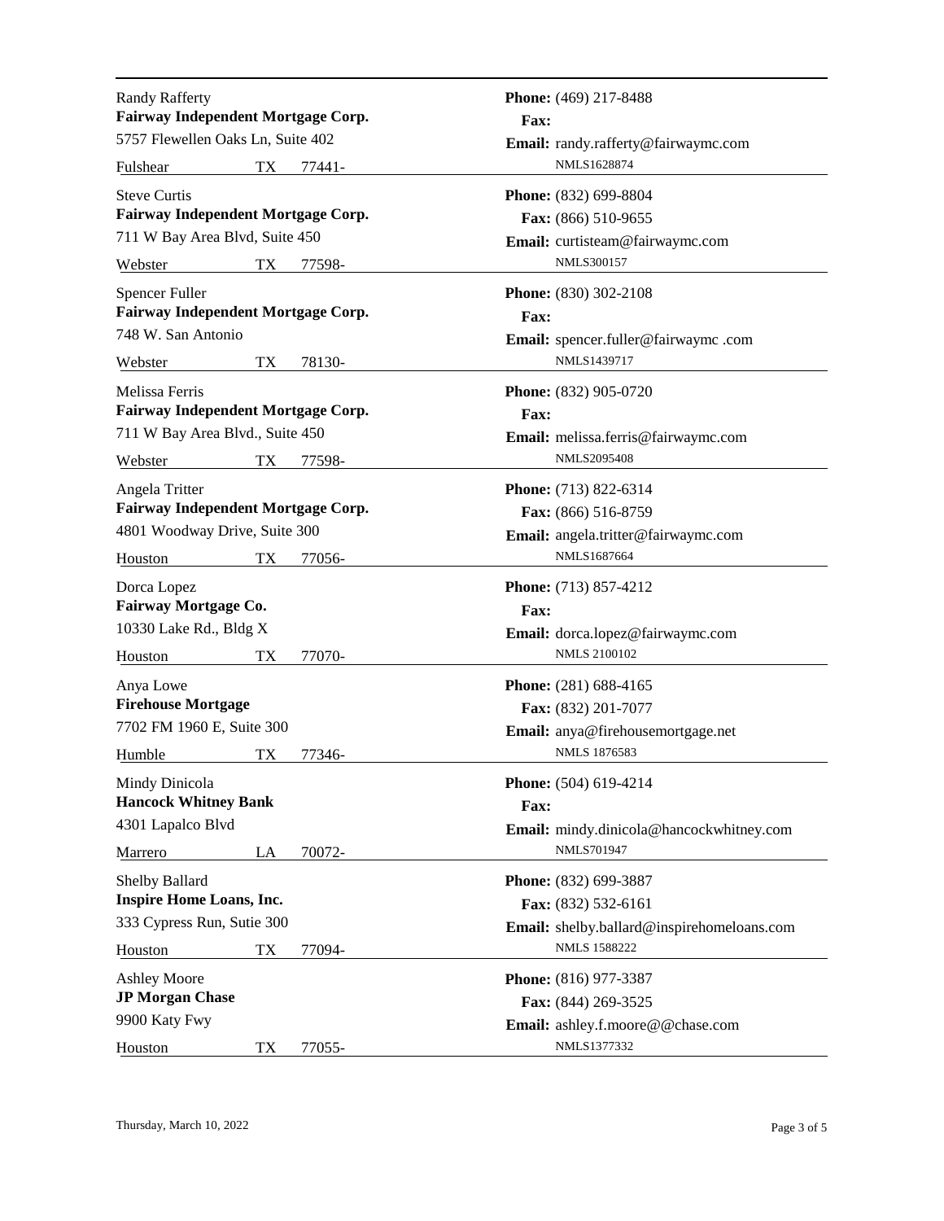Randy Rafferty
**Fairway Independent Mortgage Corp.**
5757 Flewellen Oaks Ln, Suite 402
Fulshear TX 77441-

**Phone:** (469) 217-8488
**Fax:**
**Email:** randy.rafferty@fairwaymc.com
NMLS1628874

---

Steve Curtis
**Fairway Independent Mortgage Corp.**
711 W Bay Area Blvd, Suite 450
Webster TX 77598-

**Phone:** (832) 699-8804
**Fax:** (866) 510-9655
**Email:** curtisteam@fairwaymc.com
NMLS300157

---

Spencer Fuller
**Fairway Independent Mortgage Corp.**
748 W. San Antonio
Webster TX 78130-

**Phone:** (830) 302-2108
**Fax:**
**Email:** spencer.fuller@fairwaymc .com
NMLS1439717

---

Melissa Ferris
**Fairway Independent Mortgage Corp.**
711 W Bay Area Blvd., Suite 450
Webster TX 77598-

**Phone:** (832) 905-0720
**Fax:**
**Email:** melissa.ferris@fairwaymc.com
NMLS2095408

---

Angela Tritter
**Fairway Independent Mortgage Corp.**
4801 Woodway Drive, Suite 300
Houston TX 77056-

**Phone:** (713) 822-6314
**Fax:** (866) 516-8759
**Email:** angela.tritter@fairwaymc.com
NMLS1687664

---

Dorca Lopez
**Fairway Mortgage Co.**
10330 Lake Rd., Bldg X
Houston TX 77070-

**Phone:** (713) 857-4212
**Fax:**
**Email:** dorca.lopez@fairwaymc.com
NMLS 2100102

---

Anya Lowe
**Firehouse Mortgage**
7702 FM 1960 E, Suite 300
Humble TX 77346-

**Phone:** (281) 688-4165
**Fax:** (832) 201-7077
**Email:** anya@firehousemortgage.net
NMLS 1876583

---

Mindy Dinicola
**Hancock Whitney Bank**
4301 Lapalco Blvd
Marrero LA 70072-

**Phone:** (504) 619-4214
**Fax:**
**Email:** mindy.dinicola@hancockwhitney.com
NMLS701947

---

Shelby Ballard
**Inspire Home Loans, Inc.**
333 Cypress Run, Sutie 300
Houston TX 77094-

**Phone:** (832) 699-3887
**Fax:** (832) 532-6161
**Email:** shelby.ballard@inspirehomeloans.com
NMLS 1588222

---

Ashley Moore
**JP Morgan Chase**
9900 Katy Fwy
Houston TX 77055-

**Phone:** (816) 977-3387
**Fax:** (844) 269-3525
**Email:** ashley.f.moore@@chase.com
NMLS1377332

---

Thursday, March 10, 2022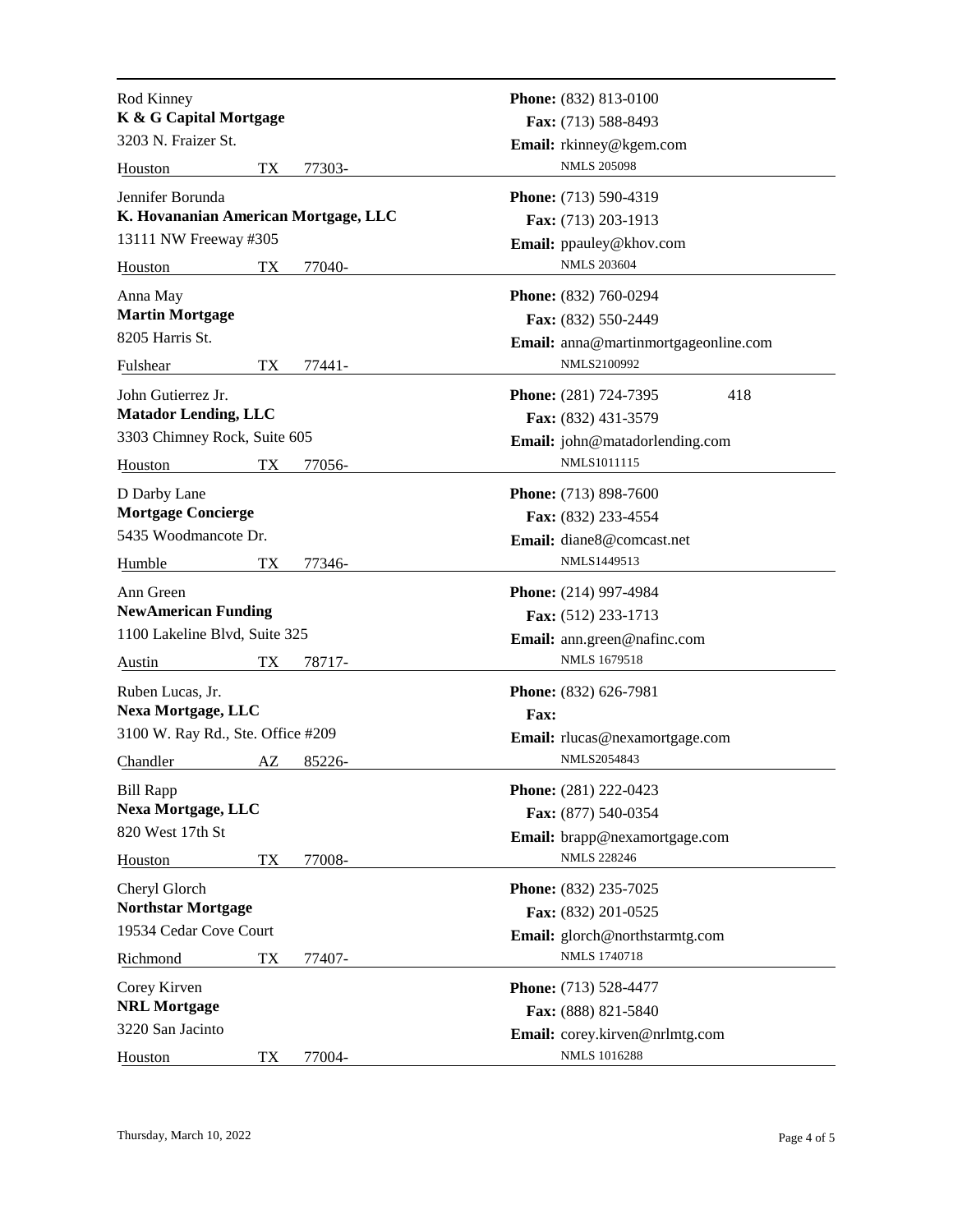Rod Kinney
**K & G Capital Mortgage**
3203 N. Fraizer St.
Houston TX 77303-

**Phone:** (832) 813-0100
**Fax:** (713) 588-8493
**Email:** rkinney@kgem.com
NMLS 205098

---

Jennifer Borunda
**K. Hovananian American Mortgage, LLC**
13111 NW Freeway #305
Houston TX 77040-

**Phone:** (713) 590-4319
**Fax:** (713) 203-1913
**Email:** ppauley@khov.com
NMLS 203604

---

Anna May
**Martin Mortgage**
8205 Harris St.
Fulshear TX 77441-

**Phone:** (832) 760-0294
**Fax:** (832) 550-2449
**Email:** anna@martinmortgageonline.com
NMLS2100992

---

John Gutierrez Jr.
**Matador Lending, LLC**
3303 Chimney Rock, Suite 605
Houston TX 77056-

**Phone:** (281) 724-7395 418
**Fax:** (832) 431-3579
**Email:** john@matadorlending.com
NMLS1011115

---

D Darby Lane
**Mortgage Concierge**
5435 Woodmancote Dr.
Humble TX 77346-

**Phone:** (713) 898-7600
**Fax:** (832) 233-4554
**Email:** diane8@comcast.net
NMLS1449513

---

Ann Green
**NewAmerican Funding**
1100 Lakeline Blvd, Suite 325
Austin TX 78717-

**Phone:** (214) 997-4984
**Fax:** (512) 233-1713
**Email:** ann.green@nafinc.com
NMLS 1679518

---

Ruben Lucas, Jr.
**Nexa Mortgage, LLC**
3100 W. Ray Rd., Ste. Office #209
Chandler AZ 85226-

**Phone:** (832) 626-7981
**Fax:**
**Email:** rlucas@nexamortgage.com
NMLS2054843

---

Bill Rapp
**Nexa Mortgage, LLC**
820 West 17th St
Houston TX 77008-

**Phone:** (281) 222-0423
**Fax:** (877) 540-0354
**Email:** brapp@nexamortgage.com
NMLS 228246

---

Cheryl Glorch
**Northstar Mortgage**
19534 Cedar Cove Court
Richmond TX 77407-

**Phone:** (832) 235-7025
**Fax:** (832) 201-0525
**Email:** glorch@northstarmtg.com
NMLS 1740718

---

Corey Kirven
**NRL Mortgage**
3220 San Jacinto
Houston TX 77004-

**Phone:** (713) 528-4477
**Fax:** (888) 821-5840
**Email:** corey.kirven@nrlmtg.com
NMLS 1016288

---

Thursday, March 10, 2022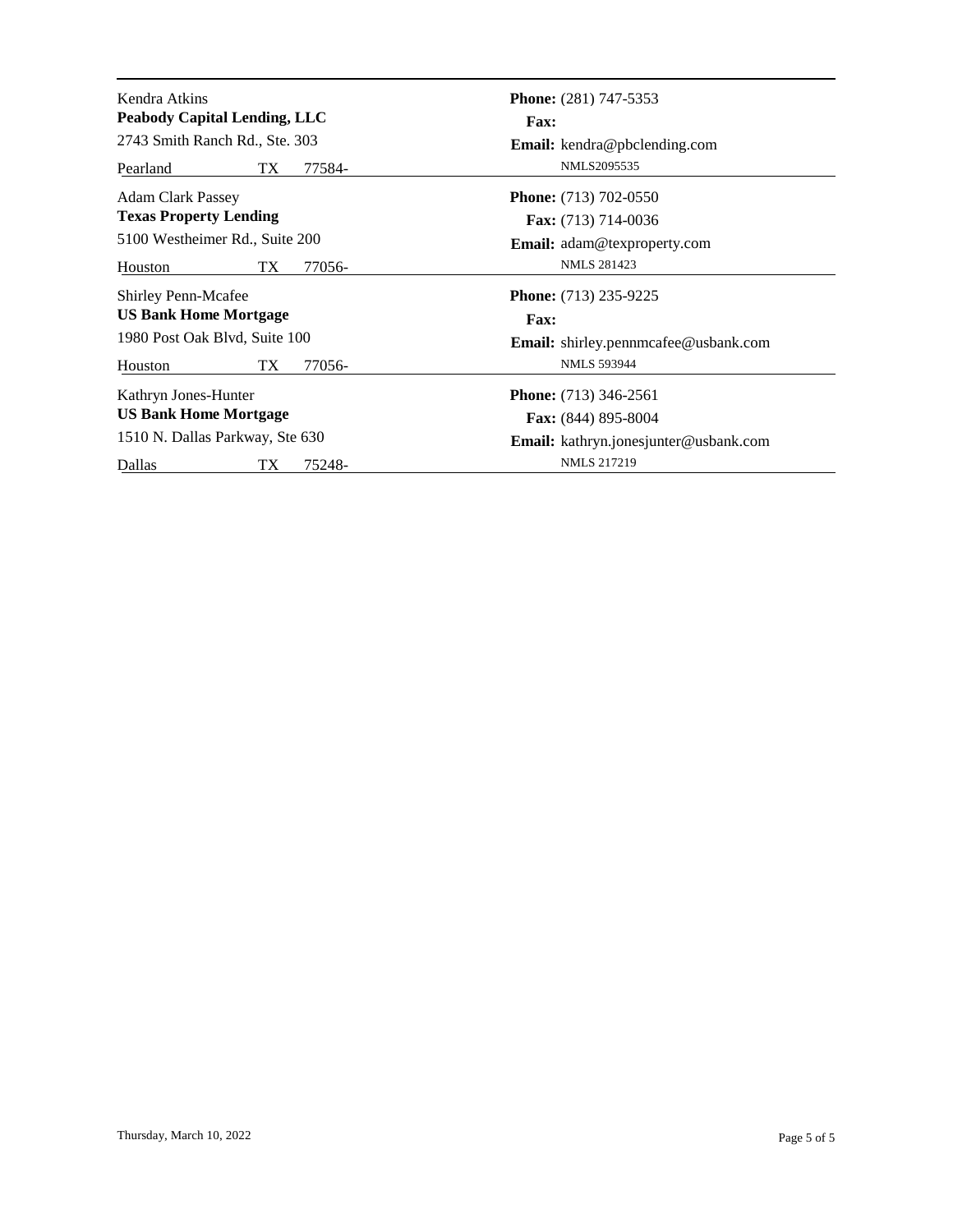| | |
|---|---|
| Kendra Atkins<br>**Peabody Capital Lending, LLC**<br>2743 Smith Ranch Rd., Ste. 303<br>Pearland TX 77584- | **Phone:** (281) 747-5353<br>**Fax:**<br>**Email:** kendra@pbclending.com<br>NMLS2095535 |
| Adam Clark Passey<br>**Texas Property Lending**<br>5100 Westheimer Rd., Suite 200<br>Houston TX 77056- | **Phone:** (713) 702-0550<br>**Fax:** (713) 714-0036<br>**Email:** adam@texproperty.com<br>NMLS 281423 |
| Shirley Penn-Mcafee<br>**US Bank Home Mortgage**<br>1980 Post Oak Blvd, Suite 100<br>Houston TX 77056- | **Phone:** (713) 235-9225<br>**Fax:**<br>**Email:** shirley.pennmcafee@usbank.com<br>NMLS 593944 |
| Kathryn Jones-Hunter<br>**US Bank Home Mortgage**<br>1510 N. Dallas Parkway, Ste 630<br>Dallas TX 75248- | **Phone:** (713) 346-2561<br>**Fax:** (844) 895-8004<br>**Email:** kathryn.jonesjunter@usbank.com<br>NMLS 217219 |

Thursday, March 10, 2022